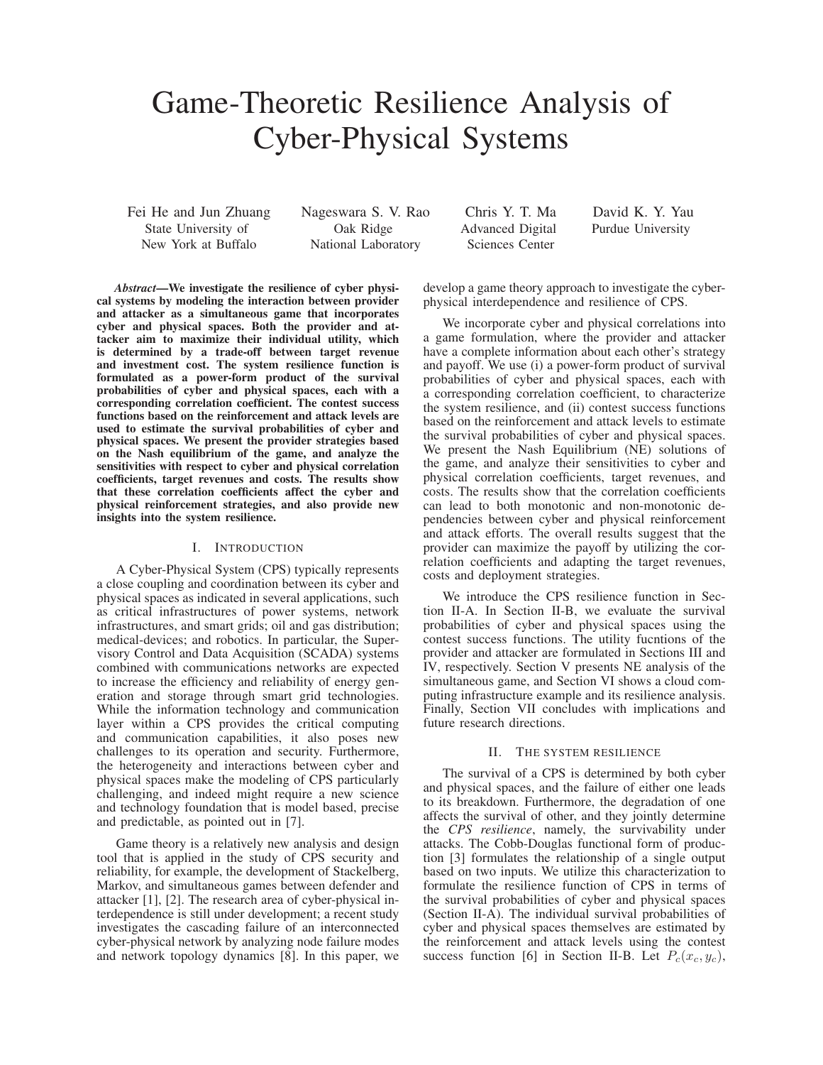# Game-Theoretic Resilience Analysis of Cyber-Physical Systems

Fei He and Jun Zhuang
State University of New York at Buffalo

Nageswara S. V. Rao
Oak Ridge National Laboratory

Chris Y. T. Ma
Advanced Digital Sciences Center

David K. Y. Yau
Purdue University

***Abstract*—We investigate the resilience of cyber physical systems by modeling the interaction between provider and attacker as a simultaneous game that incorporates cyber and physical spaces. Both the provider and attacker aim to maximize their individual utility, which is determined by a trade-off between target revenue and investment cost. The system resilience function is formulated as a power-form product of the survival probabilities of cyber and physical spaces, each with a corresponding correlation coefficient. The contest success functions based on the reinforcement and attack levels are used to estimate the survival probabilities of cyber and physical spaces. We present the provider strategies based on the Nash equilibrium of the game, and analyze the sensitivities with respect to cyber and physical correlation coefficients, target revenues and costs. The results show that these correlation coefficients affect the cyber and physical reinforcement strategies, and also provide new insights into the system resilience.**

## I. Introduction

A Cyber-Physical System (CPS) typically represents a close coupling and coordination between its cyber and physical spaces as indicated in several applications, such as critical infrastructures of power systems, network infrastructures, and smart grids; oil and gas distribution; medical-devices; and robotics. In particular, the Supervisory Control and Data Acquisition (SCADA) systems combined with communications networks are expected to increase the efficiency and reliability of energy generation and storage through smart grid technologies. While the information technology and communication layer within a CPS provides the critical computing and communication capabilities, it also poses new challenges to its operation and security. Furthermore, the heterogeneity and interactions between cyber and physical spaces make the modeling of CPS particularly challenging, and indeed might require a new science and technology foundation that is model based, precise and predictable, as pointed out in [7].

Game theory is a relatively new analysis and design tool that is applied in the study of CPS security and reliability, for example, the development of Stackelberg, Markov, and simultaneous games between defender and attacker [1], [2]. The research area of cyber-physical interdependence is still under development; a recent study investigates the cascading failure of an interconnected cyber-physical network by analyzing node failure modes and network topology dynamics [8]. In this paper, we develop a game theory approach to investigate the cyber-physical interdependence and resilience of CPS.

We incorporate cyber and physical correlations into a game formulation, where the provider and attacker have a complete information about each other's strategy and payoff. We use (i) a power-form product of survival probabilities of cyber and physical spaces, each with a corresponding correlation coefficient, to characterize the system resilience, and (ii) contest success functions based on the reinforcement and attack levels to estimate the survival probabilities of cyber and physical spaces. We present the Nash Equilibrium (NE) solutions of the game, and analyze their sensitivities to cyber and physical correlation coefficients, target revenues, and costs. The results show that the correlation coefficients can lead to both monotonic and non-monotonic dependencies between cyber and physical reinforcement and attack efforts. The overall results suggest that the provider can maximize the payoff by utilizing the correlation coefficients and adapting the target revenues, costs and deployment strategies.

We introduce the CPS resilience function in Section II-A. In Section II-B, we evaluate the survival probabilities of cyber and physical spaces using the contest success functions. The utility fucntions of the provider and attacker are formulated in Sections III and IV, respectively. Section V presents NE analysis of the simultaneous game, and Section VI shows a cloud computing infrastructure example and its resilience analysis. Finally, Section VII concludes with implications and future research directions.

## II. The system resilience

The survival of a CPS is determined by both cyber and physical spaces, and the failure of either one leads to its breakdown. Furthermore, the degradation of one affects the survival of other, and they jointly determine the *CPS resilience*, namely, the survivability under attacks. The Cobb-Douglas functional form of production [3] formulates the relationship of a single output based on two inputs. We utilize this characterization to formulate the resilience function of CPS in terms of the survival probabilities of cyber and physical spaces (Section II-A). The individual survival probabilities of cyber and physical spaces themselves are estimated by the reinforcement and attack levels using the contest success function [6] in Section II-B. Let $P_c(x_c, y_c)$,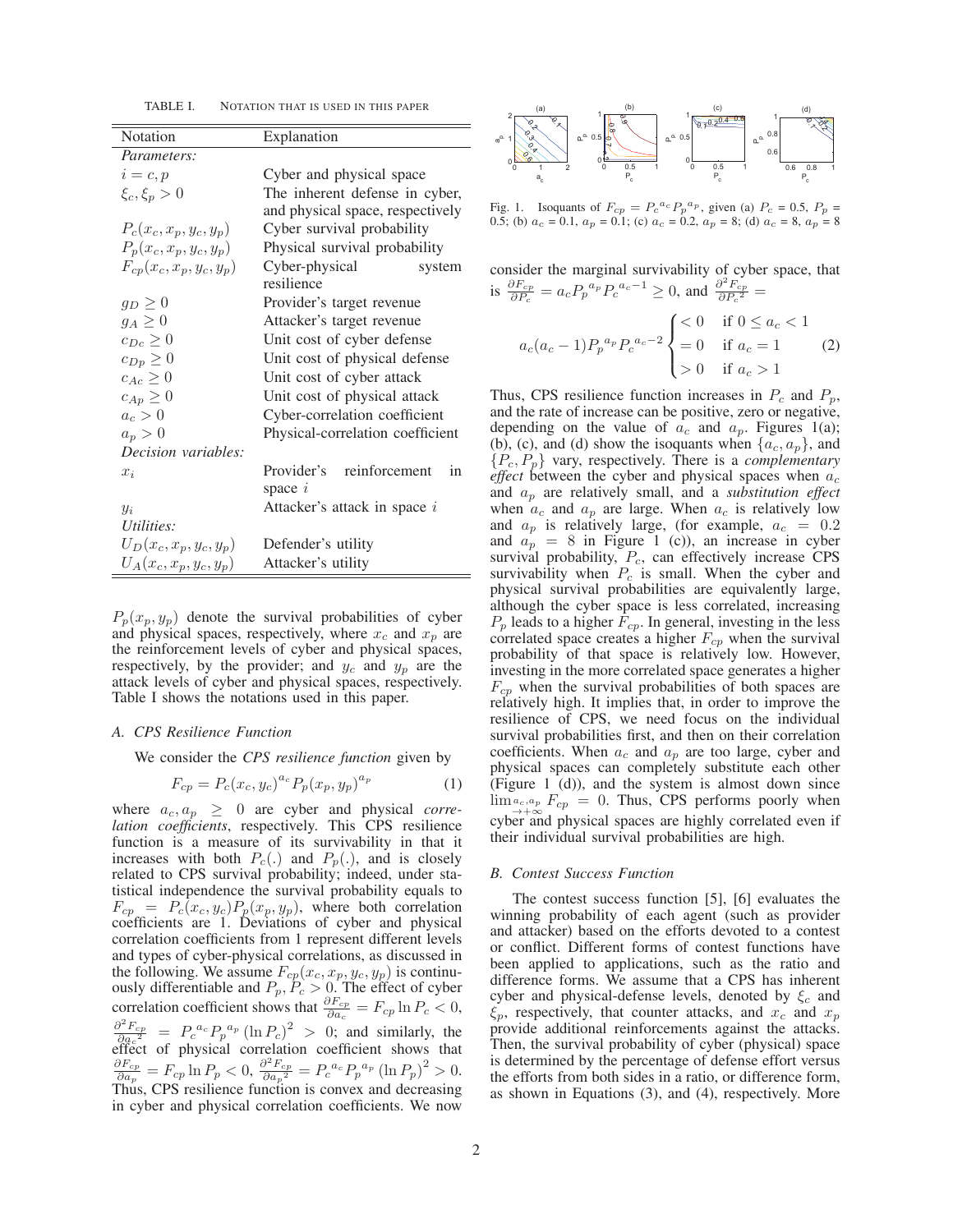TABLE I. NOTATION THAT IS USED IN THIS PAPER

| Notation | Explanation |
|---|---|
| *Parameters:* | |
| $i = c, p$ | Cyber and physical space |
| $\xi_c, \xi_p > 0$ | The inherent defense in cyber, and physical space, respectively |
| $P_c(x_c, x_p, y_c, y_p)$ | Cyber survival probability |
| $P_p(x_c, x_p, y_c, y_p)$ | Physical survival probability |
| $F_{cp}(x_c, x_p, y_c, y_p)$ | Cyber-physical system resilience |
| $g_D \geq 0$ | Provider's target revenue |
| $g_A \geq 0$ | Attacker's target revenue |
| $c_{Dc} \geq 0$ | Unit cost of cyber defense |
| $c_{Dp} \geq 0$ | Unit cost of physical defense |
| $c_{Ac} \geq 0$ | Unit cost of cyber attack |
| $c_{Ap} \geq 0$ | Unit cost of physical attack |
| $a_c > 0$ | Cyber-correlation coefficient |
| $a_p > 0$ | Physical-correlation coefficient |
| *Decision variables:* | |
| $x_i$ | Provider's reinforcement in space $i$ |
| $y_i$ | Attacker's attack in space $i$ |
| *Utilities:* | |
| $U_D(x_c, x_p, y_c, y_p)$ | Defender's utility |
| $U_A(x_c, x_p, y_c, y_p)$ | Attacker's utility |

$P_p(x_p, y_p)$ denote the survival probabilities of cyber and physical spaces, respectively, where $x_c$ and $x_p$ are the reinforcement levels of cyber and physical spaces, respectively, by the provider; and $y_c$ and $y_p$ are the attack levels of cyber and physical spaces, respectively. Table I shows the notations used in this paper.

### A. CPS Resilience Function

We consider the *CPS resilience function* given by

$$F_{cp} = P_c(x_c, y_c)^{a_c} P_p(x_p, y_p)^{a_p} \tag{1}$$

where $a_c, a_p \geq 0$ are cyber and physical *correlation coefficients*, respectively. This CPS resilience function is a measure of its survivability in that it increases with both $P_c(.)$ and $P_p(.)$, and is closely related to CPS survival probability; indeed, under statistical independence the survival probability equals to $F_{cp} = P_c(x_c, y_c)P_p(x_p, y_p)$, where both correlation coefficients are 1. Deviations of cyber and physical correlation coefficients from 1 represent different levels and types of cyber-physical correlations, as discussed in the following. We assume $F_{cp}(x_c, x_p, y_c, y_p)$ is continuously differentiable and $P_p, P_c > 0$. The effect of cyber correlation coefficient shows that $\frac{\partial F_{cp}}{\partial a_c} = F_{cp} \ln P_c < 0$, $\frac{\partial^2 F_{cp}}{\partial {a_c}^2} = {P_c}^{a_c} {P_p}^{a_p} (\ln P_c)^2 > 0$; and similarly, the effect of physical correlation coefficient shows that $\frac{\partial F_{cp}}{\partial a_p} = F_{cp} \ln P_p < 0$, $\frac{\partial^2 F_{cp}}{\partial {a_p}^2} = {P_c}^{a_c} {P_p}^{a_p} (\ln P_p)^2 > 0$. Thus, CPS resilience function is convex and decreasing in cyber and physical correlation coefficients. We now

Fig. 1. Isoquants of $F_{cp} = {P_c}^{a_c} {P_p}^{a_p}$, given (a) $P_c$ = 0.5, $P_p$ = 0.5; (b) $a_c$ = 0.1, $a_p$ = 0.1; (c) $a_c$ = 0.2, $a_p$ = 8; (d) $a_c$ = 8, $a_p$ = 8

consider the marginal survivability of cyber space, that is $\frac{\partial F_{cp}}{\partial P_c} = a_c {P_p}^{a_p} {P_c}^{a_c - 1} \geq 0$, and $\frac{\partial^2 F_{cp}}{\partial {P_c}^2} =$

$$a_c(a_c - 1){P_p}^{a_p} {P_c}^{a_c - 2} \begin{cases} < 0 & \text{if } 0 \leq a_c < 1 \\ = 0 & \text{if } a_c = 1 \\ > 0 & \text{if } a_c > 1 \end{cases} \tag{2}$$

Thus, CPS resilience function increases in $P_c$ and $P_p$, and the rate of increase can be positive, zero or negative, depending on the value of $a_c$ and $a_p$. Figures 1(a); (b), (c), and (d) show the isoquants when $\{a_c, a_p\}$, and $\{P_c, P_p\}$ vary, respectively. There is a *complementary effect* between the cyber and physical spaces when $a_c$ and $a_p$ are relatively small, and a *substitution effect* when $a_c$ and $a_p$ are large. When $a_c$ is relatively low and $a_p$ is relatively large, (for example, $a_c = 0.2$ and $a_p = 8$ in Figure 1 (c)), an increase in cyber survival probability, $P_c$, can effectively increase CPS survivability when $P_c$ is small. When the cyber and physical survival probabilities are equivalently large, although the cyber space is less correlated, increasing $P_p$ leads to a higher $F_{cp}$. In general, investing in the less correlated space creates a higher $F_{cp}$ when the survival probability of that space is relatively low. However, investing in the more correlated space generates a higher $F_{cp}$ when the survival probabilities of both spaces are relatively high. It implies that, in order to improve the resilience of CPS, we need focus on the individual survival probabilities first, and then on their correlation coefficients. When $a_c$ and $a_p$ are too large, cyber and physical spaces can completely substitute each other (Figure 1 (d)), and the system is almost down since $\lim_{a_c, a_p \to +\infty} F_{cp} = 0$. Thus, CPS performs poorly when cyber and physical spaces are highly correlated even if their individual survival probabilities are high.

### B. Contest Success Function

The contest success function [5], [6] evaluates the winning probability of each agent (such as provider and attacker) based on the efforts devoted to a contest or conflict. Different forms of contest functions have been applied to applications, such as the ratio and difference forms. We assume that a CPS has inherent cyber and physical-defense levels, denoted by $\xi_c$ and $\xi_p$, respectively, that counter attacks, and $x_c$ and $x_p$ provide additional reinforcements against the attacks. Then, the survival probability of cyber (physical) space is determined by the percentage of defense effort versus the efforts from both sides in a ratio, or difference form, as shown in Equations (3), and (4), respectively. More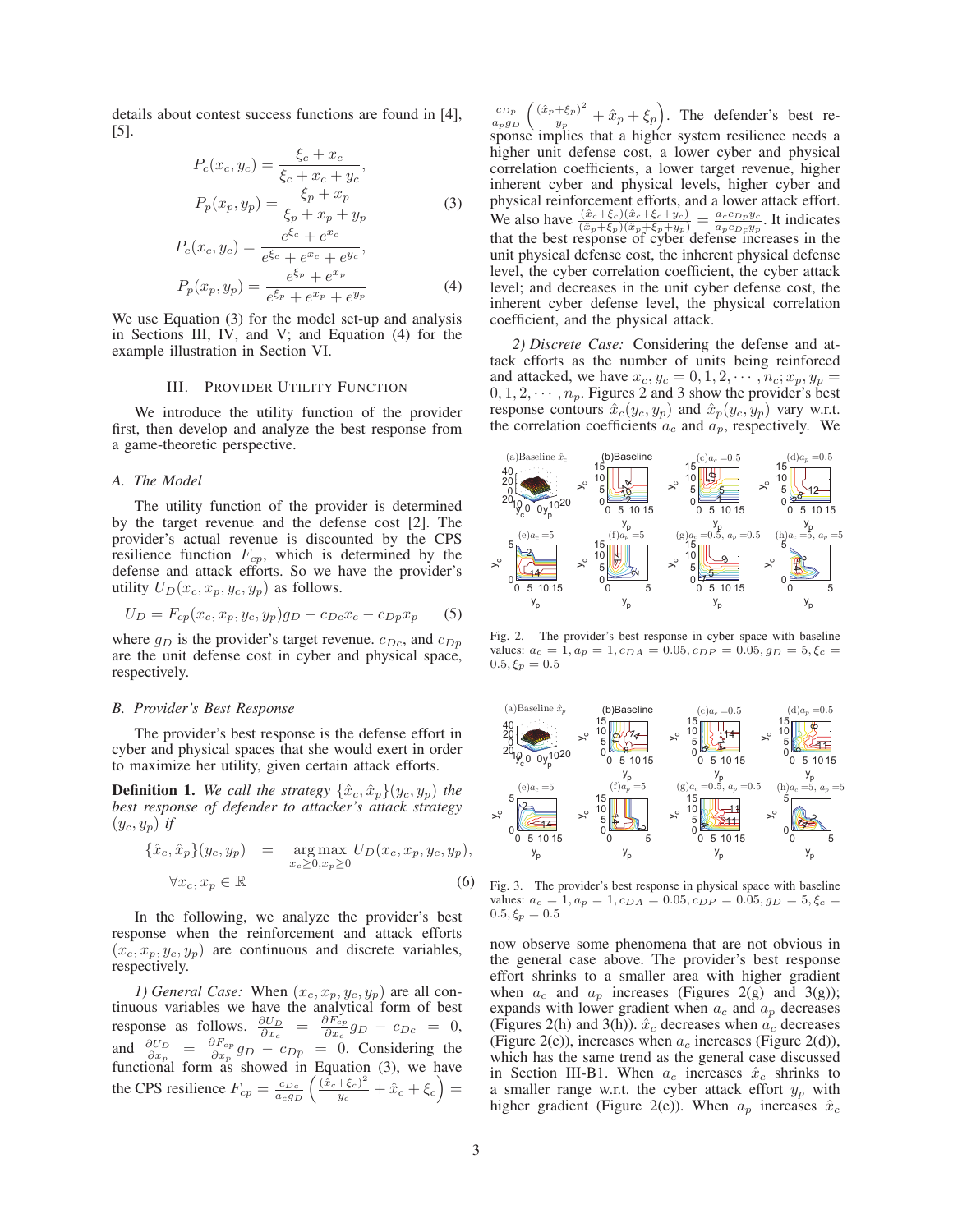details about contest success functions are found in [4], [5].

$$P_c(x_c, y_c) = \frac{\xi_c + x_c}{\xi_c + x_c + y_c},$$
$$P_p(x_p, y_p) = \frac{\xi_p + x_p}{\xi_p + x_p + y_p} \tag{3}$$
$$P_c(x_c, y_c) = \frac{e^{\xi_c} + e^{x_c}}{e^{\xi_c} + e^{x_c} + e^{y_c}},$$
$$P_p(x_p, y_p) = \frac{e^{\xi_p} + e^{x_p}}{e^{\xi_p} + e^{x_p} + e^{y_p}} \tag{4}$$

We use Equation (3) for the model set-up and analysis in Sections III, IV, and V; and Equation (4) for the example illustration in Section VI.

## III. Provider Utility Function

We introduce the utility function of the provider first, then develop and analyze the best response from a game-theoretic perspective.

### A. The Model

The utility function of the provider is determined by the target revenue and the defense cost [2]. The provider's actual revenue is discounted by the CPS resilience function $F_{cp}$, which is determined by the defense and attack efforts. So we have the provider's utility $U_D(x_c, x_p, y_c, y_p)$ as follows.

$$U_D = F_{cp}(x_c, x_p, y_c, y_p)g_D - c_{Dc}x_c - c_{Dp}x_p \tag{5}$$

where $g_D$ is the provider's target revenue. $c_{Dc}$, and $c_{Dp}$ are the unit defense cost in cyber and physical space, respectively.

### B. Provider's Best Response

The provider's best response is the defense effort in cyber and physical spaces that she would exert in order to maximize her utility, given certain attack efforts.

**Definition 1.** *We call the strategy* $\{\hat{x}_c, \hat{x}_p\}(y_c, y_p)$ *the best response of defender to attacker's attack strategy* $(y_c, y_p)$ *if*

$$\{\hat{x}_c, \hat{x}_p\}(y_c, y_p) = \underset{x_c \geq 0, x_p \geq 0}{\arg\max}\, U_D(x_c, x_p, y_c, y_p), \quad \forall x_c, x_p \in \mathbb{R} \tag{6}$$

In the following, we analyze the provider's best response when the reinforcement and attack efforts $(x_c, x_p, y_c, y_p)$ are continuous and discrete variables, respectively.

*1) General Case:* When $(x_c, x_p, y_c, y_p)$ are all continuous variables we have the analytical form of best response as follows. $\frac{\partial U_D}{\partial x_c} = \frac{\partial F_{cp}}{\partial x_c} g_D - c_{Dc} = 0$, and $\frac{\partial U_D}{\partial x_p} = \frac{\partial F_{cp}}{\partial x_p} g_D - c_{Dp} = 0$. Considering the functional form as showed in Equation (3), we have the CPS resilience $F_{cp} = \frac{c_{Dc}}{a_c g_D}\left(\frac{(\hat{x}_c+\xi_c)^2}{y_c} + \hat{x}_c + \xi_c\right) = \frac{c_{Dp}}{a_p g_D}\left(\frac{(\hat{x}_p+\xi_p)^2}{y_p} + \hat{x}_p + \xi_p\right)$. The defender's best response implies that a higher system resilience needs a higher unit defense cost, a lower cyber and physical correlation coefficients, a lower target revenue, higher inherent cyber and physical levels, higher cyber and physical reinforcement efforts, and a lower attack effort. We also have $\frac{(\hat{x}_c+\xi_c)(\hat{x}_c+\xi_c+y_c)}{(\hat{x}_p+\xi_p)(\hat{x}_p+\xi_p+y_p)} = \frac{a_c c_{Dp} y_c}{a_p c_{Dc} y_p}$. It indicates that the best response of cyber defense increases in the unit physical defense cost, the inherent physical defense level, the cyber correlation coefficient, the cyber attack level; and decreases in the unit cyber defense cost, the inherent cyber defense level, the physical correlation coefficient, and the physical attack.

*2) Discrete Case:* Considering the defense and attack efforts as the number of units being reinforced and attacked, we have $x_c, y_c = 0, 1, 2, \cdots, n_c; x_p, y_p = 0, 1, 2, \cdots, n_p$. Figures 2 and 3 show the provider's best response contours $\hat{x}_c(y_c, y_p)$ and $\hat{x}_p(y_c, y_p)$ vary w.r.t. the correlation coefficients $a_c$ and $a_p$, respectively. We

Fig. 2. The provider's best response in cyber space with baseline values: $a_c = 1, a_p = 1, c_{DA} = 0.05, c_{DP} = 0.05, g_D = 5, \xi_c = 0.5, \xi_p = 0.5$

Fig. 3. The provider's best response in physical space with baseline values: $a_c = 1, a_p = 1, c_{DA} = 0.05, c_{DP} = 0.05, g_D = 5, \xi_c = 0.5, \xi_p = 0.5$

now observe some phenomena that are not obvious in the general case above. The provider's best response effort shrinks to a smaller area with higher gradient when $a_c$ and $a_p$ increases (Figures 2(g) and 3(g)); expands with lower gradient when $a_c$ and $a_p$ decreases (Figures 2(h) and 3(h)). $\hat{x}_c$ decreases when $a_c$ decreases (Figure 2(c)), increases when $a_c$ increases (Figure 2(d)), which has the same trend as the general case discussed in Section III-B1. When $a_c$ increases $\hat{x}_c$ shrinks to a smaller range w.r.t. the cyber attack effort $y_p$ with higher gradient (Figure 2(e)). When $a_p$ increases $\hat{x}_c$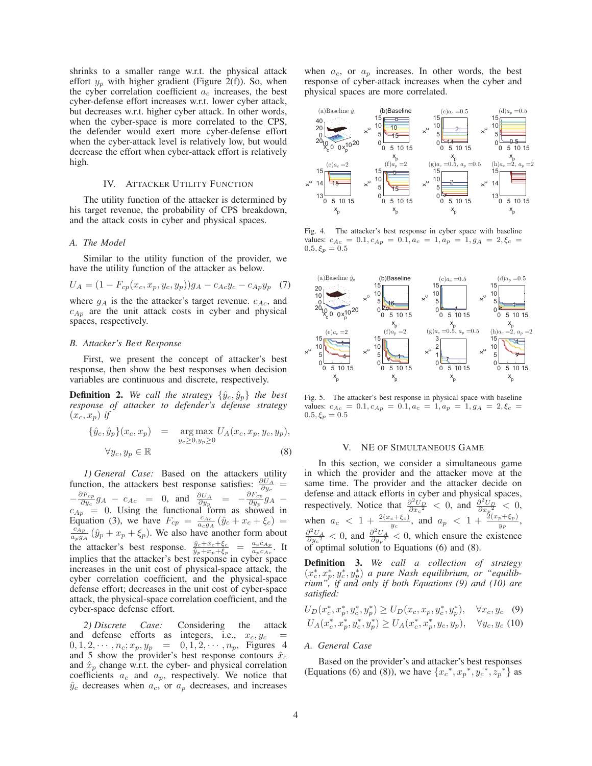shrinks to a smaller range w.r.t. the physical attack effort $y_p$ with higher gradient (Figure 2(f)). So, when the cyber correlation coefficient $a_c$ increases, the best cyber-defense effort increases w.r.t. lower cyber attack, but decreases w.r.t. higher cyber attack. In other words, when the cyber-space is more correlated to the CPS, the defender would exert more cyber-defense effort when the cyber-attack level is relatively low, but would decrease the effort when cyber-attack effort is relatively high.

## IV. Attacker Utility Function

The utility function of the attacker is determined by his target revenue, the probability of CPS breakdown, and the attack costs in cyber and physical spaces.

### A. The Model

Similar to the utility function of the provider, we have the utility function of the attacker as below.

$$U_A = (1 - F_{cp}(x_c, x_p, y_c, y_p))g_A - c_{Ac}y_c - c_{Ap}y_p \quad (7)$$

where $g_A$ is the the attacker's target revenue. $c_{Ac}$, and $c_{Ap}$ are the unit attack costs in cyber and physical spaces, respectively.

### B. Attacker's Best Response

First, we present the concept of attacker's best response, then show the best responses when decision variables are continuous and discrete, respectively.

**Definition 2.** *We call the strategy $\{\hat{y}_c, \hat{y}_p\}$ the best response of attacker to defender's defense strategy $(x_c, x_p)$ if*

$$\{\hat{y}_c, \hat{y}_p\}(x_c, x_p) = \underset{y_c \geq 0, y_p \geq 0}{\arg\max}\, U_A(x_c, x_p, y_c, y_p),$$
$$\forall y_c, y_p \in \mathbb{R} \quad (8)$$

*1) General Case:* Based on the attackers utility function, the attackers best response satisfies: $\frac{\partial U_A}{\partial y_c} = -\frac{\partial F_{cp}}{\partial y_c} g_A - c_{Ac} = 0$, and $\frac{\partial U_A}{\partial y_p} = -\frac{\partial F_{cp}}{\partial y_p} g_A - c_{Ap} = 0$. Using the functional form as showed in Equation (3), we have $F_{cp} = \frac{c_{Ac}}{a_c g_A}(\hat{y}_c + x_c + \xi_c) = \frac{c_{Ap}}{a_p g_A}(\hat{y}_p + x_p + \xi_p)$. We also have another form about the attacker's best response. $\frac{\hat{y}_c + x_c + \xi_c}{\hat{y}_p + x_p + \xi_p} = \frac{a_c c_{Ap}}{a_p c_{Ac}}$. It implies that the attacker's best response in cyber space increases in the unit cost of physical-space attack, the cyber correlation coefficient, and the physical-space defense effort; decreases in the unit cost of cyber-space attack, the physical-space correlation coefficient, and the cyber-space defense effort.

*2) Discrete Case:* Considering the attack and defense efforts as integers, i.e., $x_c, y_c = 0, 1, 2, \cdots, n_c; x_p, y_p = 0, 1, 2, \cdots, n_p$, Figures 4 and 5 show the provider's best response contours $\hat{x}_c$ and $\hat{x}_p$ change w.r.t. the cyber- and physical correlation coefficients $a_c$ and $a_p$, respectively. We notice that $\hat{y}_c$ decreases when $a_c$, or $a_p$ decreases, and increases when $a_c$, or $a_p$ increases. In other words, the best response of cyber-attack increases when the cyber and physical spaces are more correlated.

Fig. 4. The attacker's best response in cyber space with baseline values: $c_{Ac} = 0.1, c_{Ap} = 0.1, a_c = 1, a_p = 1, g_A = 2, \xi_c = 0.5, \xi_p = 0.5$

Fig. 5. The attacker's best response in physical space with baseline values: $c_{Ac} = 0.1, c_{Ap} = 0.1, a_c = 1, a_p = 1, g_A = 2, \xi_c = 0.5, \xi_p = 0.5$

## V. NE of Simultaneous Game

In this section, we consider a simultaneous game in which the provider and the attacker move at the same time. The provider and the attacker decide on defense and attack efforts in cyber and physical spaces, respectively. Notice that $\frac{\partial^2 U_D}{\partial x_c^2} < 0$, and $\frac{\partial^2 U_D}{\partial x_p^2} < 0$, when $a_c < 1 + \frac{2(x_c + \xi_c)}{y_c}$, and $a_p < 1 + \frac{2(x_p + \xi_p)}{y_p}$, $\frac{\partial^2 U_A}{\partial y_c^2} < 0$, and $\frac{\partial^2 U_A}{\partial y_p^2} < 0$, which ensure the existence of optimal solution to Equations (6) and (8).

**Definition 3.** *We call a collection of strategy $(x_c^*, x_p^*, y_c^*, y_p^*)$ a pure Nash equilibrium, or "equilibrium", if and only if both Equations (9) and (10) are satisfied:*

$$U_D(x_c^*, x_p^*, y_c^*, y_p^*) \geq U_D(x_c, x_p, y_c^*, y_p^*), \quad \forall x_c, y_c \quad (9)$$
$$U_A(x_c^*, x_p^*, y_c^*, y_p^*) \geq U_A(x_c^*, x_p^*, y_c, y_p), \quad \forall y_c, y_c \quad (10)$$

### A. General Case

Based on the provider's and attacker's best responses (Equations (6) and (8)), we have $\{{x_c}^*, {x_p}^*, {y_c}^*, {z_p}^*\}$ as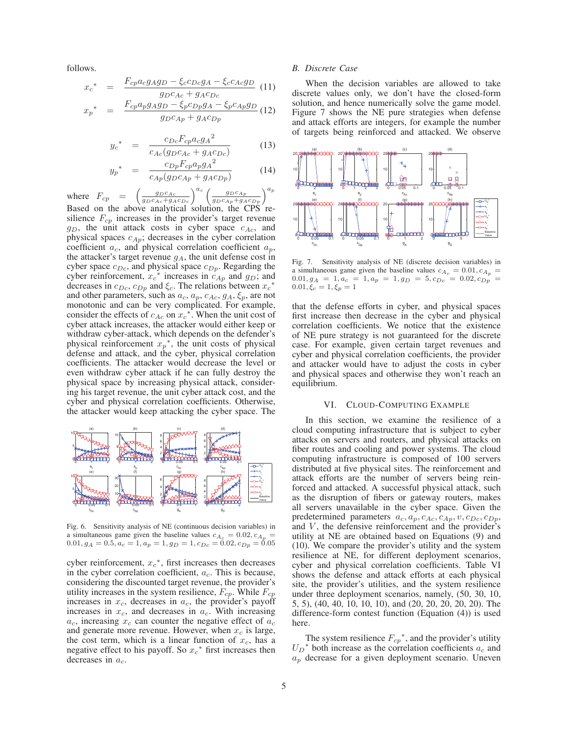follows.

$$x_c{}^* = \frac{F_{cp} a_c g_A g_D - \xi_c c_{Dc} g_A - \xi_c c_{Ac} g_D}{g_D c_{Ac} + g_A c_{Dc}} \quad (11)$$

$$x_p{}^* = \frac{F_{cp} a_p g_A g_D - \xi_p c_{Dp} g_A - \xi_p c_{Ap} g_D}{g_D c_{Ap} + g_A c_{Dp}} \quad (12)$$

$$y_c{}^* = \frac{c_{Dc} F_{cp} a_c g_A{}^2}{c_{Ac}(g_D c_{Ac} + g_A c_{Dc})} \quad (13)$$

$$y_p{}^* = \frac{c_{Dp} F_{cp} a_p g_A{}^2}{c_{Ap}(g_D c_{Ap} + g_A c_{Dp})} \quad (14)$$

where $F_{cp} = \left(\frac{g_D c_{Ac}}{g_D c_{Ac} + g_A c_{Dc}}\right)^{a_c} \left(\frac{g_D c_{Ap}}{g_D c_{Ap} + g_A c_{Dp}}\right)^{a_p}$

Based on the above analytical solution, the CPS resilience $F_{cp}$ increases in the provider's target revenue $g_D$, the unit attack costs in cyber space $c_{Ac}$, and physical spaces $c_{Ap}$; decreases in the cyber correlation coefficient $a_c$, and physical correlation coefficient $a_p$, the attacker's target revenue $g_A$, the unit defense cost in cyber space $c_{Dc}$, and physical space $c_{Dp}$. Regarding the cyber reinforcement, $x_c{}^*$ increases in $c_{Ap}$ and $g_D$; and decreases in $c_{Dc}$, $c_{Dp}$ and $\xi_c$. The relations between $x_c{}^*$ and other parameters, such as $a_c$, $a_p$, $c_{Ac}$, $g_A$, $\xi_p$, are not monotonic and can be very complicated. For example, consider the effects of $c_{Ac}$ on $x_c{}^*$. When the unit cost of cyber attack increases, the attacker would either keep or withdraw cyber-attack, which depends on the defender's physical reinforcement $x_p{}^*$, the unit costs of physical defense and attack, and the cyber, physical correlation coefficients. The attacker would decrease the level or even withdraw cyber attack if he can fully destroy the physical space by increasing physical attack, considering his target revenue, the unit cyber attack cost, and the cyber and physical correlation coefficients. Otherwise, the attacker would keep attacking the cyber space. The

Fig. 6. Sensitivity analysis of NE (continuous decision variables) in a simultaneous game given the baseline values $c_{A_c} = 0.02, c_{A_p} = 0.01, g_A = 0.5, a_c = 1, a_p = 1, g_D = 1, c_{Dc} = 0.02, c_{Dp} = 0.05$

cyber reinforcement, $x_c{}^*$, first increases then decreases in the cyber correlation coefficient, $a_c$. This is because, considering the discounted target revenue, the provider's utility increases in the system resilience, $F_{cp}$. While $F_{cp}$ increases in $x_c$, decreases in $a_c$, the provider's payoff increases in $x_c$, and decreases in $a_c$. With increasing $a_c$, increasing $x_c$ can counter the negative effect of $a_c$ and generate more revenue. However, when $x_c$ is large, the cost term, which is a linear function of $x_c$, has a negative effect to his payoff. So $x_c{}^*$ first increases then decreases in $a_c$.

### B. Discrete Case

When the decision variables are allowed to take discrete values only, we don't have the closed-form solution, and hence numerically solve the game model. Figure 7 shows the NE pure strategies when defense and attack efforts are integers, for example the number of targets being reinforced and attacked. We observe

Fig. 7. Sensitivity analysis of NE (discrete decision variables) in a simultaneous game given the baseline values $c_{A_c} = 0.01, c_{A_p} = 0.01, g_A = 1, a_c = 1, a_p = 1, g_D = 5, c_{Dc} = 0.02, c_{Dp} = 0.01, \xi_c = 1, \xi_p = 1$

that the defense efforts in cyber, and physical spaces first increase then decrease in the cyber and physical correlation coefficients. We notice that the existence of NE pure strategy is not guaranteed for the discrete case. For example, given certain target revenues and cyber and physical correlation coefficients, the provider and attacker would have to adjust the costs in cyber and physical spaces and otherwise they won't reach an equilibrium.

## VI. Cloud-Computing Example

In this section, we examine the resilience of a cloud computing infrastructure that is subject to cyber attacks on servers and routers, and physical attacks on fiber routes and cooling and power systems. The cloud computing infrastructure is composed of 100 servers distributed at five physical sites. The reinforcement and attack efforts are the number of servers being reinforced and attacked. A successful physical attack, such as the disruption of fibers or gateway routers, makes all servers unavailable in the cyber space. Given the predetermined parameters $a_c, a_p, c_{Ac}, c_{Ap}, v, c_{Dc}, c_{Dp}$, and $V$, the defensive reinforcement and the provider's utility at NE are obtained based on Equations (9) and (10). We compare the provider's utility and the system resilience at NE, for different deployment scenarios, cyber and physical correlation coefficients. Table VI shows the defense and attack efforts at each physical site, the provider's utilities, and the system resilience under three deployment scenarios, namely, (50, 30, 10, 5, 5), (40, 40, 10, 10, 10), and (20, 20, 20, 20, 20). The difference-form contest function (Equation (4)) is used here.

The system resilience $F_{cp}{}^*$, and the provider's utility $U_D{}^*$ both increase as the correlation coefficients $a_c$ and $a_p$ decrease for a given deployment scenario. Uneven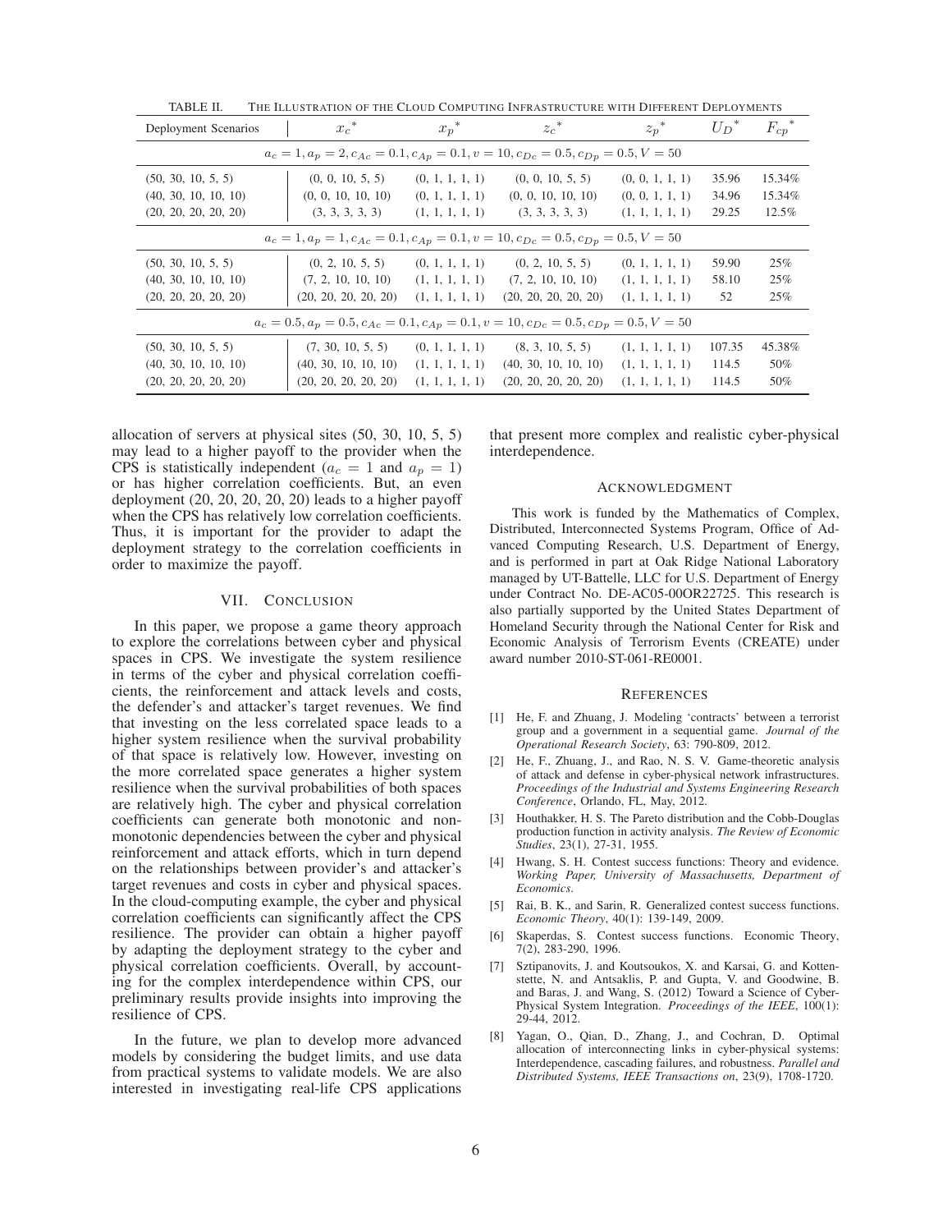TABLE II. THE ILLUSTRATION OF THE CLOUD COMPUTING INFRASTRUCTURE WITH DIFFERENT DEPLOYMENTS

| Deployment Scenarios | ${x_c}^*$ | ${x_p}^*$ | ${z_c}^*$ | ${z_p}^*$ | ${U_D}^*$ | ${F_{cp}}^*$ |
|---|---|---|---|---|---|---|
| $a_c = 1, a_p = 2, c_{Ac} = 0.1, c_{Ap} = 0.1, v = 10, c_{Dc} = 0.5, c_{Dp} = 0.5, V = 50$ | | | | | | |
| (50, 30, 10, 5, 5) | (0, 0, 10, 5, 5) | (0, 1, 1, 1, 1) | (0, 0, 10, 5, 5) | (0, 0, 1, 1, 1) | 35.96 | 15.34% |
| (40, 30, 10, 10, 10) | (0, 0, 10, 10, 10) | (0, 1, 1, 1, 1) | (0, 0, 10, 10, 10) | (0, 0, 1, 1, 1) | 34.96 | 15.34% |
| (20, 20, 20, 20, 20) | (3, 3, 3, 3, 3) | (1, 1, 1, 1, 1) | (3, 3, 3, 3, 3) | (1, 1, 1, 1, 1) | 29.25 | 12.5% |
| $a_c = 1, a_p = 1, c_{Ac} = 0.1, c_{Ap} = 0.1, v = 10, c_{Dc} = 0.5, c_{Dp} = 0.5, V = 50$ | | | | | | |
| (50, 30, 10, 5, 5) | (0, 2, 10, 5, 5) | (0, 1, 1, 1, 1) | (0, 2, 10, 5, 5) | (0, 1, 1, 1, 1) | 59.90 | 25% |
| (40, 30, 10, 10, 10) | (7, 2, 10, 10, 10) | (1, 1, 1, 1, 1) | (7, 2, 10, 10, 10) | (1, 1, 1, 1, 1) | 58.10 | 25% |
| (20, 20, 20, 20, 20) | (20, 20, 20, 20, 20) | (1, 1, 1, 1, 1) | (20, 20, 20, 20, 20) | (1, 1, 1, 1, 1) | 52 | 25% |
| $a_c = 0.5, a_p = 0.5, c_{Ac} = 0.1, c_{Ap} = 0.1, v = 10, c_{Dc} = 0.5, c_{Dp} = 0.5, V = 50$ | | | | | | |
| (50, 30, 10, 5, 5) | (7, 30, 10, 5, 5) | (0, 1, 1, 1, 1) | (8, 3, 10, 5, 5) | (1, 1, 1, 1, 1) | 107.35 | 45.38% |
| (40, 30, 10, 10, 10) | (40, 30, 10, 10, 10) | (1, 1, 1, 1, 1) | (40, 30, 10, 10, 10) | (1, 1, 1, 1, 1) | 114.5 | 50% |
| (20, 20, 20, 20, 20) | (20, 20, 20, 20, 20) | (1, 1, 1, 1, 1) | (20, 20, 20, 20, 20) | (1, 1, 1, 1, 1) | 114.5 | 50% |

allocation of servers at physical sites (50, 30, 10, 5, 5) may lead to a higher payoff to the provider when the CPS is statistically independent ($a_c = 1$ and $a_p = 1$) or has higher correlation coefficients. But, an even deployment (20, 20, 20, 20, 20) leads to a higher payoff when the CPS has relatively low correlation coefficients. Thus, it is important for the provider to adapt the deployment strategy to the correlation coefficients in order to maximize the payoff.

## VII. CONCLUSION

In this paper, we propose a game theory approach to explore the correlations between cyber and physical spaces in CPS. We investigate the system resilience in terms of the cyber and physical correlation coefficients, the reinforcement and attack levels and costs, the defender's and attacker's target revenues. We find that investing on the less correlated space leads to a higher system resilience when the survival probability of that space is relatively low. However, investing on the more correlated space generates a higher system resilience when the survival probabilities of both spaces are relatively high. The cyber and physical correlation coefficients can generate both monotonic and non-monotonic dependencies between the cyber and physical reinforcement and attack efforts, which in turn depend on the relationships between provider's and attacker's target revenues and costs in cyber and physical spaces. In the cloud-computing example, the cyber and physical correlation coefficients can significantly affect the CPS resilience. The provider can obtain a higher payoff by adapting the deployment strategy to the cyber and physical correlation coefficients. Overall, by accounting for the complex interdependence within CPS, our preliminary results provide insights into improving the resilience of CPS.

In the future, we plan to develop more advanced models by considering the budget limits, and use data from practical systems to validate models. We are also interested in investigating real-life CPS applications that present more complex and realistic cyber-physical interdependence.

## ACKNOWLEDGMENT

This work is funded by the Mathematics of Complex, Distributed, Interconnected Systems Program, Office of Advanced Computing Research, U.S. Department of Energy, and is performed in part at Oak Ridge National Laboratory managed by UT-Battelle, LLC for U.S. Department of Energy under Contract No. DE-AC05-00OR22725. This research is also partially supported by the United States Department of Homeland Security through the National Center for Risk and Economic Analysis of Terrorism Events (CREATE) under award number 2010-ST-061-RE0001.

## REFERENCES

[1] He, F. and Zhuang, J. Modeling 'contracts' between a terrorist group and a government in a sequential game. *Journal of the Operational Research Society*, 63: 790-809, 2012.

[2] He, F., Zhuang, J., and Rao, N. S. V. Game-theoretic analysis of attack and defense in cyber-physical network infrastructures. *Proceedings of the Industrial and Systems Engineering Research Conference*, Orlando, FL, May, 2012.

[3] Houthakker, H. S. The Pareto distribution and the Cobb-Douglas production function in activity analysis. *The Review of Economic Studies*, 23(1), 27-31, 1955.

[4] Hwang, S. H. Contest success functions: Theory and evidence. *Working Paper, University of Massachusetts, Department of Economics*.

[5] Rai, B. K., and Sarin, R. Generalized contest success functions. *Economic Theory*, 40(1): 139-149, 2009.

[6] Skaperdas, S. Contest success functions. Economic Theory, 7(2), 283-290, 1996.

[7] Sztipanovits, J. and Koutsoukos, X. and Karsai, G. and Kottenstette, N. and Antsaklis, P. and Gupta, V. and Goodwine, B. and Baras, J. and Wang, S. (2012) Toward a Science of Cyber-Physical System Integration. *Proceedings of the IEEE*, 100(1): 29-44, 2012.

[8] Yagan, O., Qian, D., Zhang, J., and Cochran, D. Optimal allocation of interconnecting links in cyber-physical systems: Interdependence, cascading failures, and robustness. *Parallel and Distributed Systems, IEEE Transactions on*, 23(9), 1708-1720.